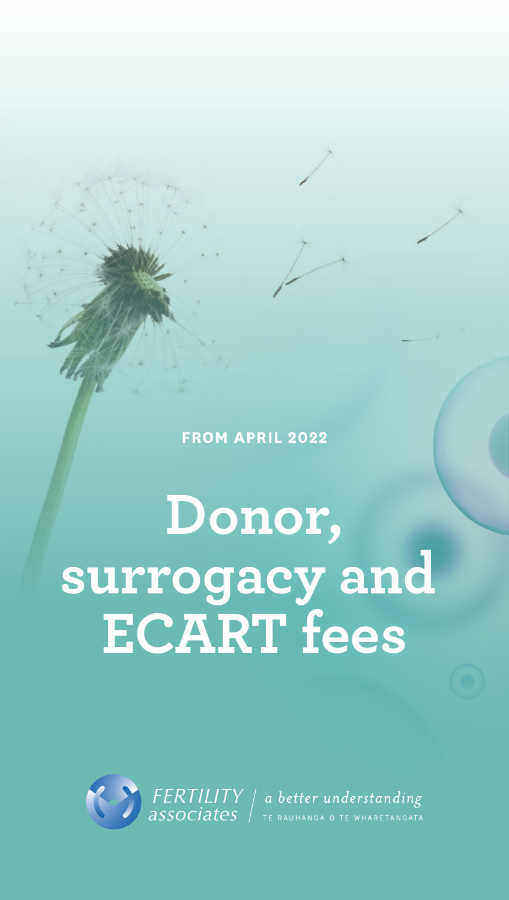FROM APRIL 2022

# Donor, surrogacy and ECART fees

FERTILITY associates | *a better understanding*

TE RAUHANGA O TE WHARETANGATA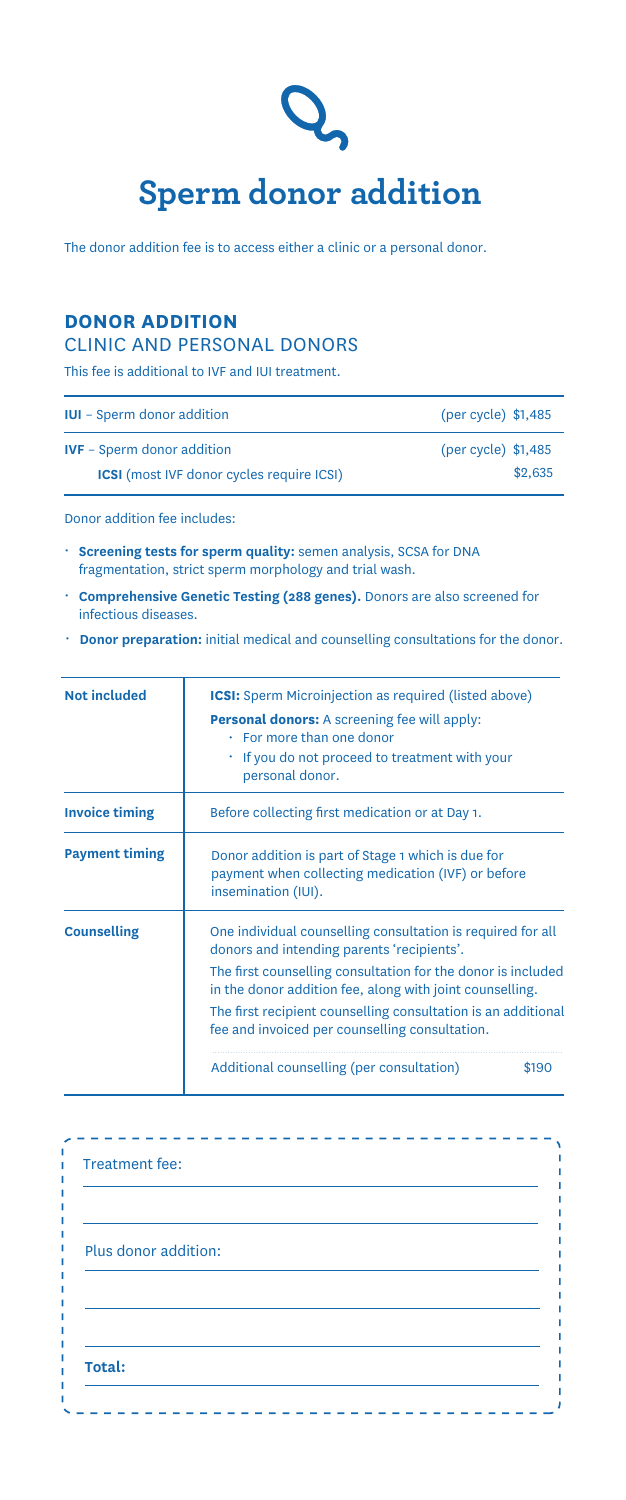# Sperm donor addition

The donor addition fee is to access either a clinic or a personal donor.

## DONOR ADDITION

### CLINIC AND PERSONAL DONORS

This fee is additional to IVF and IUI treatment.

| | | |
|---|---|---|
| **IUI** – Sperm donor addition | (per cycle) | $1,485 |
| **IVF** – Sperm donor addition | (per cycle) | $1,485 |
| **ICSI** (most IVF donor cycles require ICSI) | | $2,635 |

Donor addition fee includes:

- **Screening tests for sperm quality:** semen analysis, SCSA for DNA fragmentation, strict sperm morphology and trial wash.
- **Comprehensive Genetic Testing (288 genes).** Donors are also screened for infectious diseases.
- **Donor preparation:** initial medical and counselling consultations for the donor.

| | |
|---|---|
| **Not included** | **ICSI:** Sperm Microinjection as required (listed above)<br>**Personal donors:** A screening fee will apply:<br>• For more than one donor<br>• If you do not proceed to treatment with your personal donor. |
| **Invoice timing** | Before collecting first medication or at Day 1. |
| **Payment timing** | Donor addition is part of Stage 1 which is due for payment when collecting medication (IVF) or before insemination (IUI). |
| **Counselling** | One individual counselling consultation is required for all donors and intending parents 'recipients'.<br>The first counselling consultation for the donor is included in the donor addition fee, along with joint counselling.<br>The first recipient counselling consultation is an additional fee and invoiced per counselling consultation.<br>Additional counselling (per consultation) $190 |

Treatment fee: ____________________

____________________

Plus donor addition: ____________________

____________________

____________________

**Total:** ____________________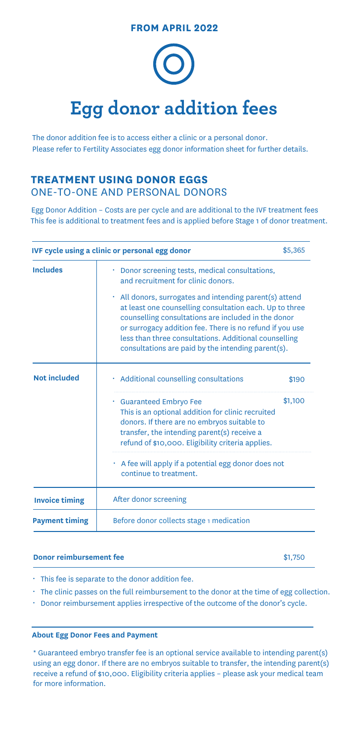**FROM APRIL 2022**

# Egg donor addition fees

The donor addition fee is to access either a clinic or a personal donor.
Please refer to Fertility Associates egg donor information sheet for further details.

## TREATMENT USING DONOR EGGS

ONE-TO-ONE AND PERSONAL DONORS

Egg Donor Addition – Costs are per cycle and are additional to the IVF treatment fees
This fee is additional to treatment fees and is applied before Stage 1 of donor treatment.

| IVF cycle using a clinic or personal egg donor | | $5,365 |
|---|---|---|
| **Includes** | • Donor screening tests, medical consultations, and recruitment for clinic donors.<br>• All donors, surrogates and intending parent(s) attend at least one counselling consultation each. Up to three counselling consultations are included in the donor or surrogacy addition fee. There is no refund if you use less than three consultations. Additional counselling consultations are paid by the intending parent(s). | |
| **Not included** | • Additional counselling consultations | $190 |
| | • Guaranteed Embryo Fee<br>This is an optional addition for clinic recruited donors. If there are no embryos suitable to transfer, the intending parent(s) receive a refund of $10,000. Eligibility criteria applies. | $1,100 |
| | • A fee will apply if a potential egg donor does not continue to treatment. | |
| **Invoice timing** | After donor screening | |
| **Payment timing** | Before donor collects stage 1 medication | |

| Donor reimbursement fee | $1,750 |
|---|---|

- This fee is separate to the donor addition fee.
- The clinic passes on the full reimbursement to the donor at the time of egg collection.
- Donor reimbursement applies irrespective of the outcome of the donor's cycle.

**About Egg Donor Fees and Payment**

* Guaranteed embryo transfer fee is an optional service available to intending parent(s) using an egg donor. If there are no embryos suitable to transfer, the intending parent(s) receive a refund of $10,000. Eligibility criteria applies – please ask your medical team for more information.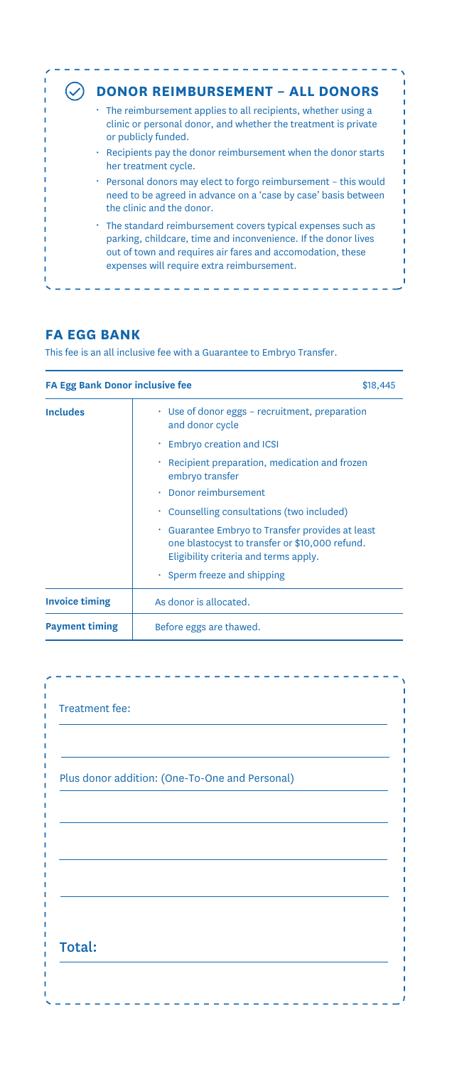## DONOR REIMBURSEMENT – ALL DONORS

- The reimbursement applies to all recipients, whether using a clinic or personal donor, and whether the treatment is private or publicly funded.
- Recipients pay the donor reimbursement when the donor starts her treatment cycle.
- Personal donors may elect to forgo reimbursement – this would need to be agreed in advance on a 'case by case' basis between the clinic and the donor.
- The standard reimbursement covers typical expenses such as parking, childcare, time and inconvenience. If the donor lives out of town and requires air fares and accomodation, these expenses will require extra reimbursement.

## FA EGG BANK

This fee is an all inclusive fee with a Guarantee to Embryo Transfer.

| FA Egg Bank Donor inclusive fee | $18,445 |
| --- | --- |
| **Includes** | • Use of donor eggs – recruitment, preparation and donor cycle<br>• Embryo creation and ICSI<br>• Recipient preparation, medication and frozen embryo transfer<br>• Donor reimbursement<br>• Counselling consultations (two included)<br>• Guarantee Embryo to Transfer provides at least one blastocyst to transfer or $10,000 refund. Eligibility criteria and terms apply.<br>• Sperm freeze and shipping |
| **Invoice timing** | As donor is allocated. |
| **Payment timing** | Before eggs are thawed. |

Treatment fee: ____________________

____________________

Plus donor addition: (One-To-One and Personal) ____________________

____________________

____________________

____________________

**Total:** ____________________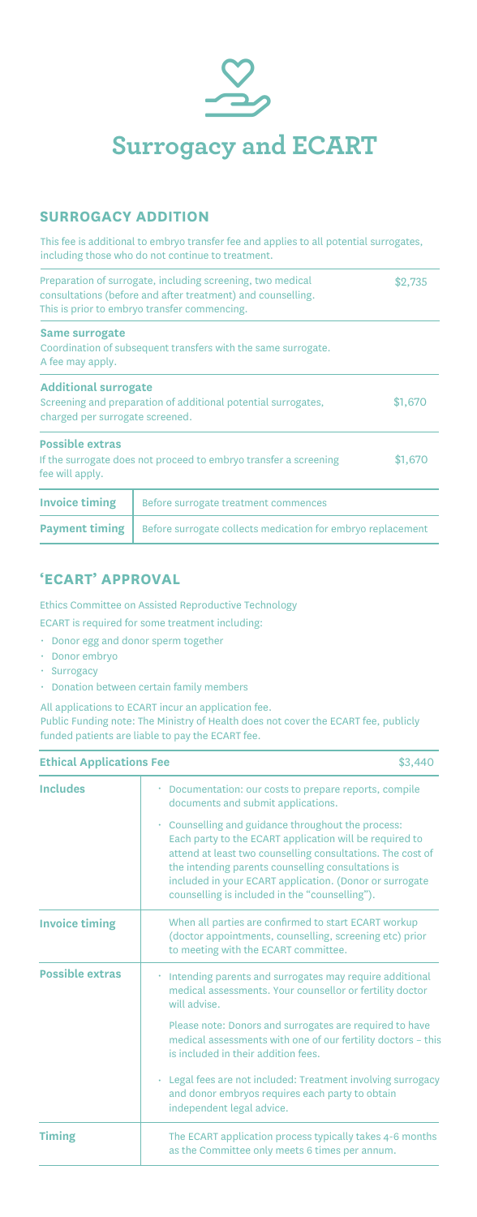# Surrogacy and ECART

## SURROGACY ADDITION

This fee is additional to embryo transfer fee and applies to all potential surrogates, including those who do not continue to treatment.

| | |
|---|---|
| Preparation of surrogate, including screening, two medical consultations (before and after treatment) and counselling. This is prior to embryo transfer commencing. | $2,735 |
| **Same surrogate**<br>Coordination of subsequent transfers with the same surrogate. A fee may apply. | |
| **Additional surrogate**<br>Screening and preparation of additional potential surrogates, charged per surrogate screened. | $1,670 |
| **Possible extras**<br>If the surrogate does not proceed to embryo transfer a screening fee will apply. | $1,670 |

| | |
|---|---|
| **Invoice timing** | Before surrogate treatment commences |
| **Payment timing** | Before surrogate collects medication for embryo replacement |

## 'ECART' APPROVAL

Ethics Committee on Assisted Reproductive Technology

ECART is required for some treatment including:

- Donor egg and donor sperm together
- Donor embryo
- Surrogacy
- Donation between certain family members

All applications to ECART incur an application fee.
Public Funding note: The Ministry of Health does not cover the ECART fee, publicly funded patients are liable to pay the ECART fee.

| **Ethical Applications Fee** | $3,440 |
|---|---|
| **Includes** | • Documentation: our costs to prepare reports, compile documents and submit applications.<br>• Counselling and guidance throughout the process: Each party to the ECART application will be required to attend at least two counselling consultations. The cost of the intending parents counselling consultations is included in your ECART application. (Donor or surrogate counselling is included in the "counselling"). |
| **Invoice timing** | When all parties are confirmed to start ECART workup (doctor appointments, counselling, screening etc) prior to meeting with the ECART committee. |
| **Possible extras** | • Intending parents and surrogates may require additional medical assessments. Your counsellor or fertility doctor will advise.<br>Please note: Donors and surrogates are required to have medical assessments with one of our fertility doctors – this is included in their addition fees.<br>• Legal fees are not included: Treatment involving surrogacy and donor embryos requires each party to obtain independent legal advice. |
| **Timing** | The ECART application process typically takes 4-6 months as the Committee only meets 6 times per annum. |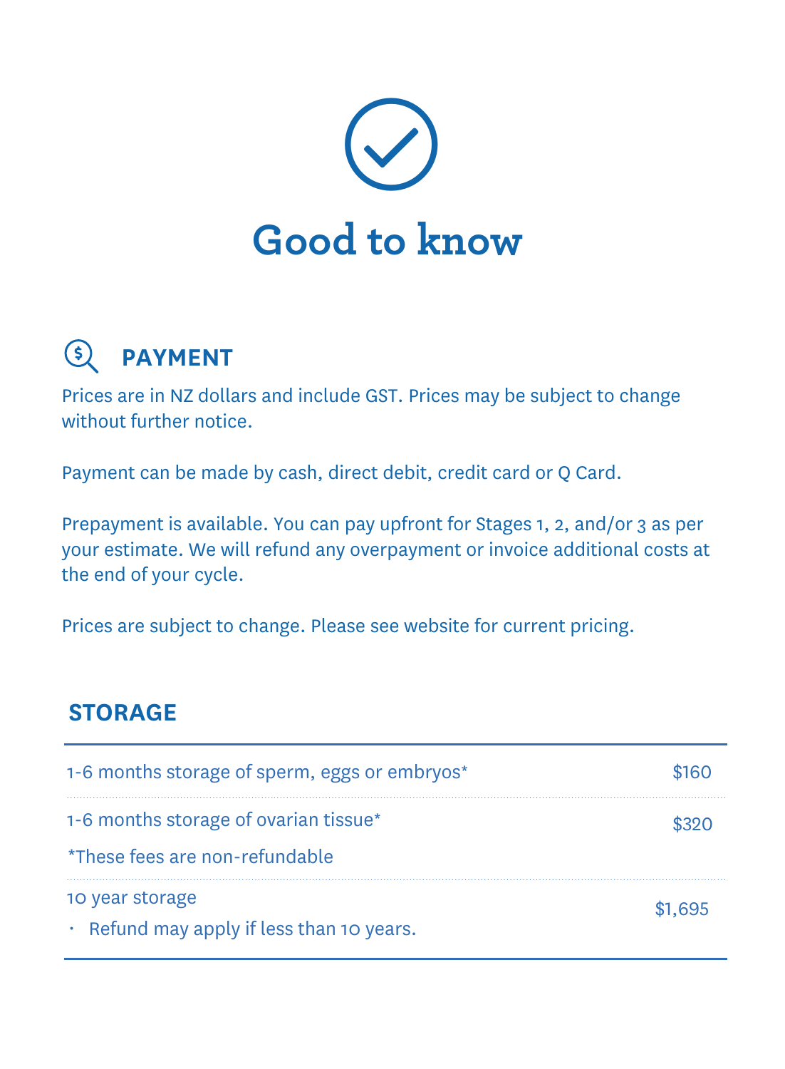# Good to know

## PAYMENT

Prices are in NZ dollars and include GST. Prices may be subject to change without further notice.

Payment can be made by cash, direct debit, credit card or Q Card.

Prepayment is available. You can pay upfront for Stages 1, 2, and/or 3 as per your estimate. We will refund any overpayment or invoice additional costs at the end of your cycle.

Prices are subject to change. Please see website for current pricing.

## STORAGE

| Item | Price |
|---|---|
| 1-6 months storage of sperm, eggs or embryos* | $160 |
| 1-6 months storage of ovarian tissue*<br>*These fees are non-refundable | $320 |
| 10 year storage<br>• Refund may apply if less than 10 years. | $1,695 |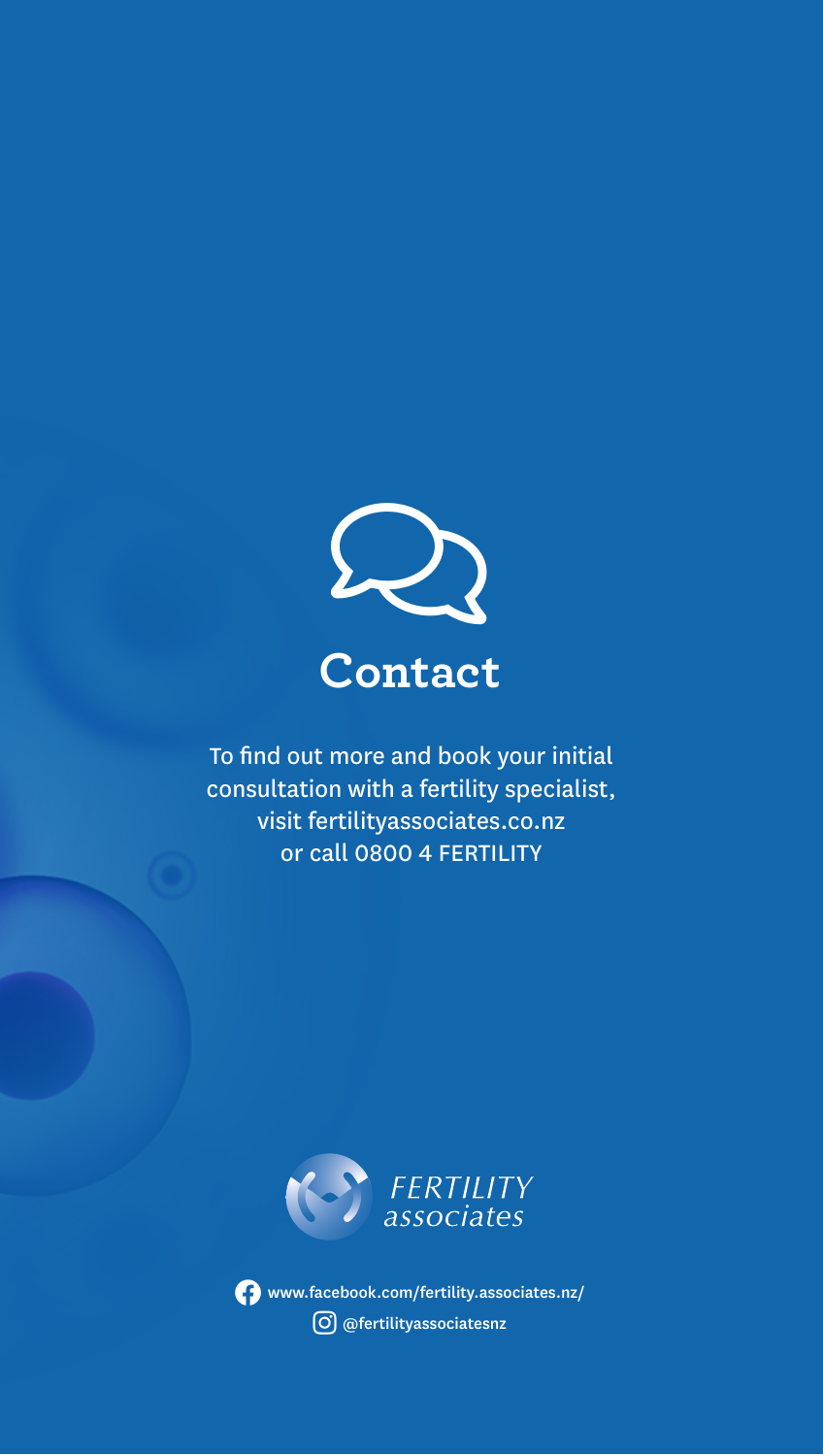# Contact

To find out more and book your initial consultation with a fertility specialist, visit fertilityassociates.co.nz or call 0800 4 FERTILITY

FERTILITY associates

www.facebook.com/fertility.associates.nz/

@fertilityassociatesnz